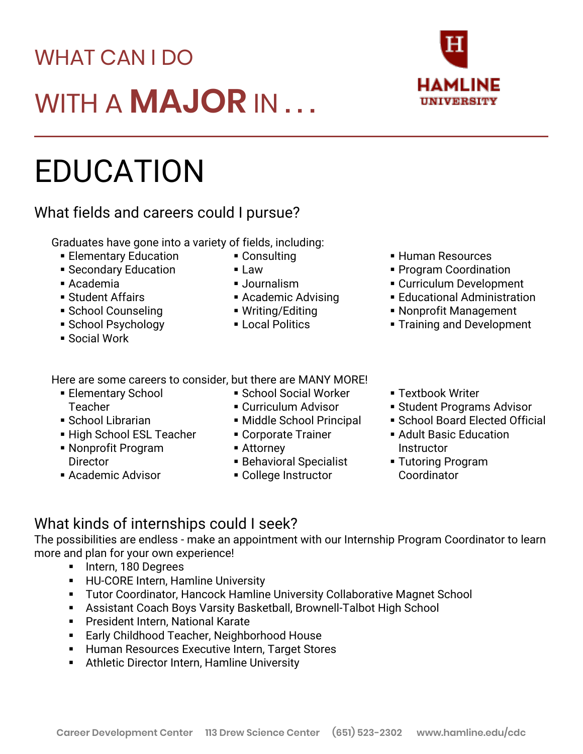# WHAT CAN I DO WITH A **MAJOR** IN . . .

HAMLINE UNIVERSITY

# EDUCATION

## What fields and careers could I pursue?

Graduates have gone into a variety of fields, including:

- Elementary Education
- Secondary Education
- Academia
- Student Affairs
- School Counseling
- School Psychology
- Social Work
- Consulting
- Law
- Journalism
- Academic Advising
- Writing/Editing
- Local Politics
- Human Resources
- Program Coordination
- Curriculum Development
- Educational Administration
- Nonprofit Management
- Training and Development

Here are some careers to consider, but there are MANY MORE!

- Elementary School Teacher
- School Librarian
- High School ESL Teacher
- Nonprofit Program Director
- Academic Advisor
- School Social Worker
- Curriculum Advisor
- Middle School Principal
- Corporate Trainer
- Attorney
- Behavioral Specialist
- College Instructor
- Textbook Writer
- Student Programs Advisor
- School Board Elected Official
- Adult Basic Education Instructor
- Tutoring Program Coordinator

## What kinds of internships could I seek?

The possibilities are endless - make an appointment with our Internship Program Coordinator to learn more and plan for your own experience!

- Intern, 180 Degrees
- HU-CORE Intern, Hamline University
- Tutor Coordinator, Hancock Hamline University Collaborative Magnet School
- Assistant Coach Boys Varsity Basketball, Brownell-Talbot High School
- President Intern, National Karate
- Early Childhood Teacher, Neighborhood House
- Human Resources Executive Intern, Target Stores
- Athletic Director Intern, Hamline University

Career Development Center 113 Drew Science Center (651) 523-2302 www.hamline.edu/cdc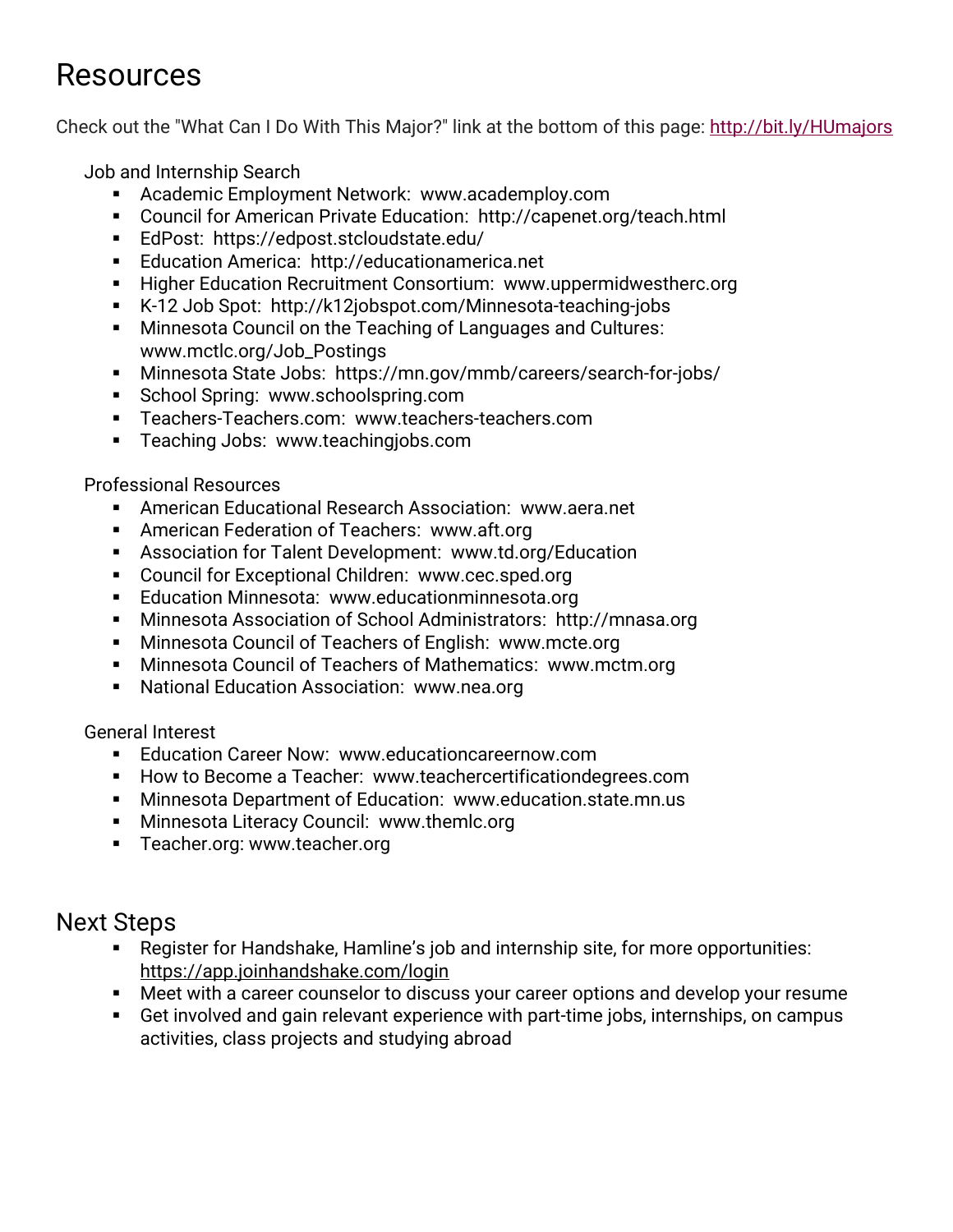# Resources

Check out the "What Can I Do With This Major?" link at the bottom of this page: [http://bit.ly/HUmajors](http://bit.ly/HUmajors)

Job and Internship Search

- Academic Employment Network: www.academploy.com
- Council for American Private Education: http://capenet.org/teach.html
- EdPost: https://edpost.stcloudstate.edu/
- Education America: http://educationamerica.net
- Higher Education Recruitment Consortium: www.uppermidwestherc.org
- K-12 Job Spot: http://k12jobspot.com/Minnesota-teaching-jobs
- Minnesota Council on the Teaching of Languages and Cultures: www.mctlc.org/Job_Postings
- Minnesota State Jobs: https://mn.gov/mmb/careers/search-for-jobs/
- School Spring: www.schoolspring.com
- Teachers-Teachers.com: www.teachers-teachers.com
- Teaching Jobs: www.teachingjobs.com

Professional Resources

- American Educational Research Association: www.aera.net
- American Federation of Teachers: www.aft.org
- Association for Talent Development: www.td.org/Education
- Council for Exceptional Children: www.cec.sped.org
- Education Minnesota: www.educationminnesota.org
- Minnesota Association of School Administrators: http://mnasa.org
- Minnesota Council of Teachers of English: www.mcte.org
- Minnesota Council of Teachers of Mathematics: www.mctm.org
- National Education Association: www.nea.org

General Interest

- Education Career Now: www.educationcareernow.com
- How to Become a Teacher: www.teachercertificationdegrees.com
- Minnesota Department of Education: www.education.state.mn.us
- Minnesota Literacy Council: www.themlc.org
- Teacher.org: www.teacher.org

# Next Steps

- Register for Handshake, Hamline's job and internship site, for more opportunities: [https://app.joinhandshake.com/login](https://app.joinhandshake.com/login)
- Meet with a career counselor to discuss your career options and develop your resume
- Get involved and gain relevant experience with part-time jobs, internships, on campus activities, class projects and studying abroad